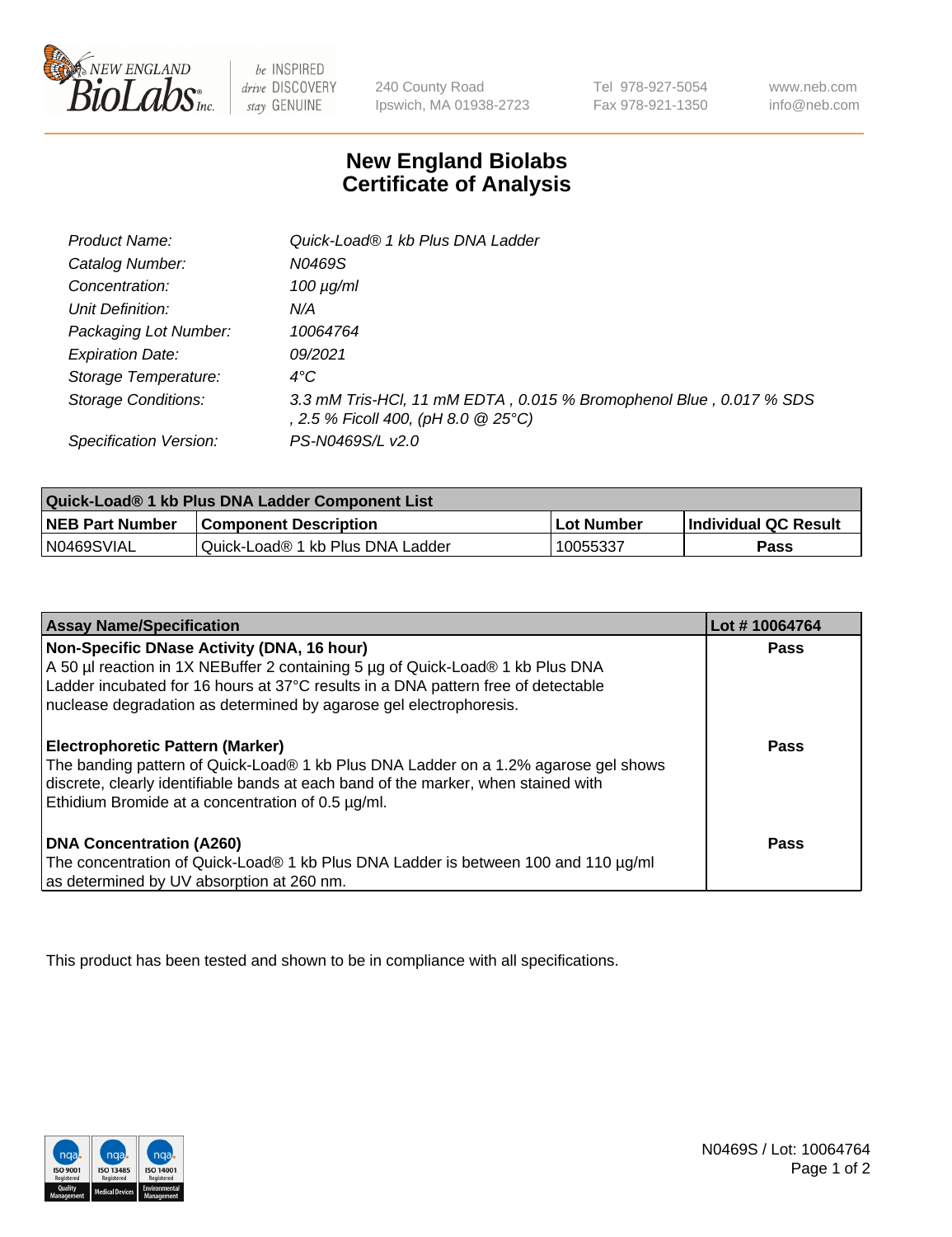# New England Biolabs Certificate of Analysis

| | |
|---|---|
| *Product Name:* | *Quick-Load® 1 kb Plus DNA Ladder* |
| *Catalog Number:* | *N0469S* |
| *Concentration:* | *100 µg/ml* |
| *Unit Definition:* | *N/A* |
| *Packaging Lot Number:* | *10064764* |
| *Expiration Date:* | *09/2021* |
| *Storage Temperature:* | *4°C* |
| *Storage Conditions:* | *3.3 mM Tris-HCl, 11 mM EDTA , 0.015 % Bromophenol Blue , 0.017 % SDS , 2.5 % Ficoll 400, (pH 8.0 @ 25°C)* |
| *Specification Version:* | *PS-N0469S/L v2.0* |

| Quick-Load® 1 kb Plus DNA Ladder Component List | | | |
|---|---|---|---|
| **NEB Part Number** | **Component Description** | **Lot Number** | **Individual QC Result** |
| N0469SVIAL | Quick-Load® 1 kb Plus DNA Ladder | 10055337 | **Pass** |

| Assay Name/Specification | Lot # 10064764 |
|---|---|
| **Non-Specific DNase Activity (DNA, 16 hour)**<br>A 50 µl reaction in 1X NEBuffer 2 containing 5 µg of Quick-Load® 1 kb Plus DNA Ladder incubated for 16 hours at 37°C results in a DNA pattern free of detectable nuclease degradation as determined by agarose gel electrophoresis. | **Pass** |
| **Electrophoretic Pattern (Marker)**<br>The banding pattern of Quick-Load® 1 kb Plus DNA Ladder on a 1.2% agarose gel shows discrete, clearly identifiable bands at each band of the marker, when stained with Ethidium Bromide at a concentration of 0.5 µg/ml. | **Pass** |
| **DNA Concentration (A260)**<br>The concentration of Quick-Load® 1 kb Plus DNA Ladder is between 100 and 110 µg/ml as determined by UV absorption at 260 nm. | **Pass** |

This product has been tested and shown to be in compliance with all specifications.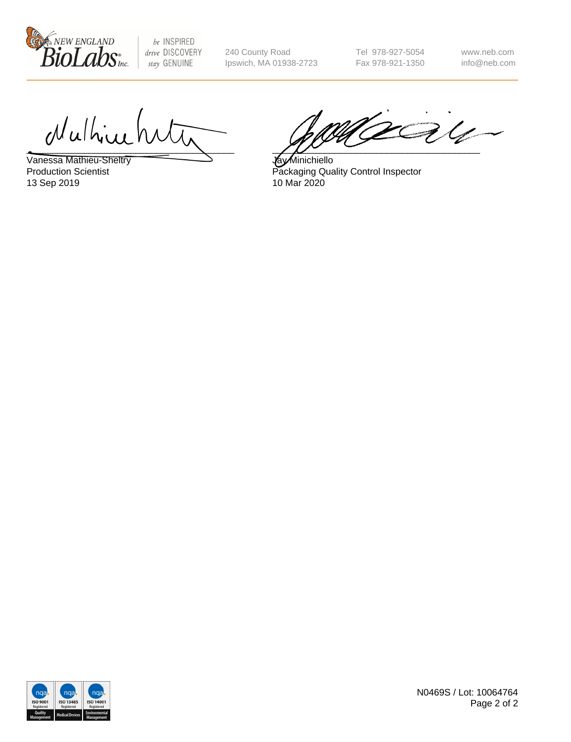Vanessa Mathieu-Sheltry
Production Scientist
13 Sep 2019

Jay Minichiello
Packaging Quality Control Inspector
10 Mar 2020

N0469S / Lot: 10064764